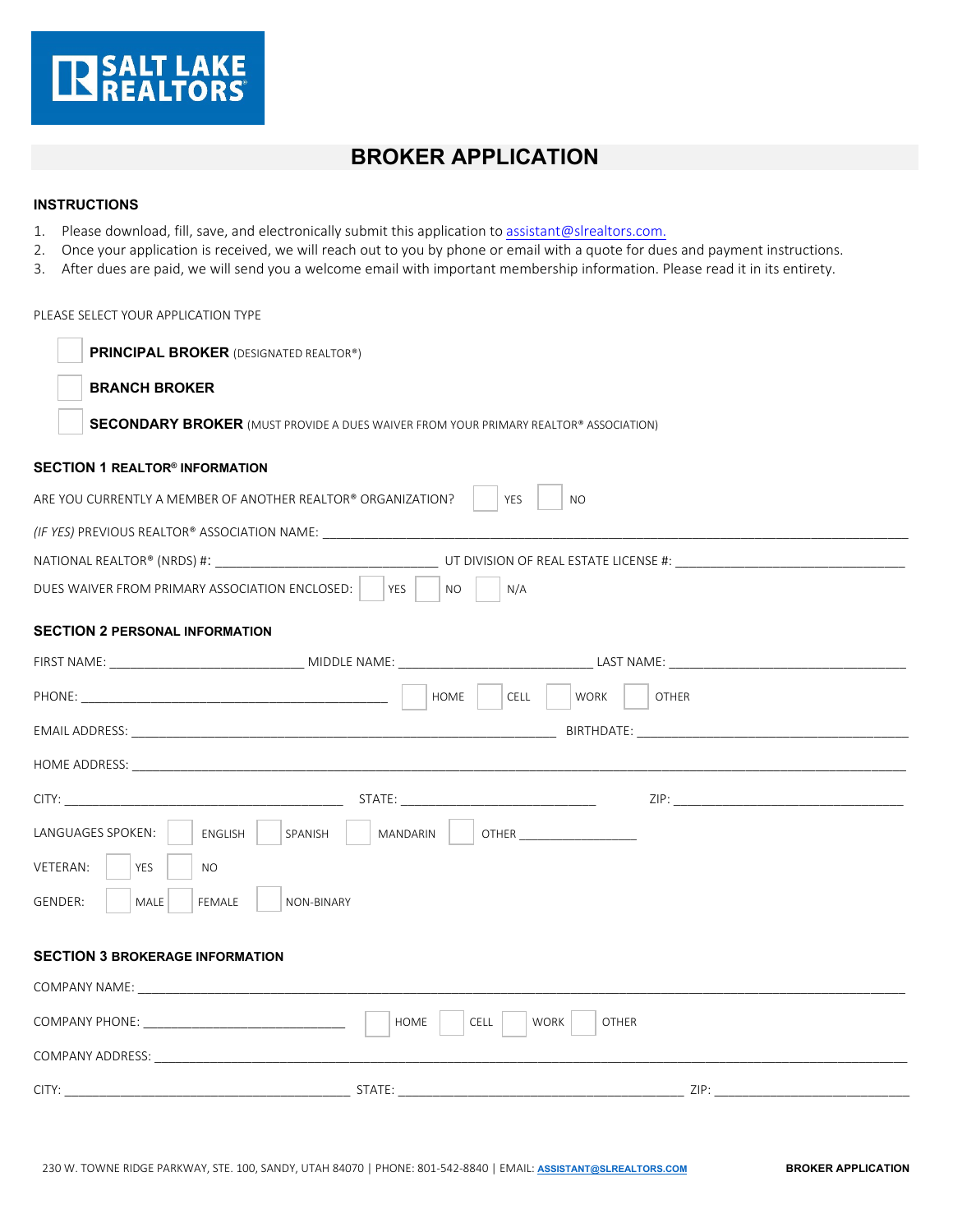SALT LAKE REALTORS®

# BROKER APPLICATION

## INSTRUCTIONS

1. Please download, fill, save, and electronically submit this application to assistant@slrealtors.com.
2. Once your application is received, we will reach out to you by phone or email with a quote for dues and payment instructions.
3. After dues are paid, we will send you a welcome email with important membership information. Please read it in its entirety.

PLEASE SELECT YOUR APPLICATION TYPE

- ☐ **PRINCIPAL BROKER** (DESIGNATED REALTOR®)
- ☐ **BRANCH BROKER**
- ☐ **SECONDARY BROKER** (MUST PROVIDE A DUES WAIVER FROM YOUR PRIMARY REALTOR® ASSOCIATION)

### SECTION 1 REALTOR® INFORMATION

ARE YOU CURRENTLY A MEMBER OF ANOTHER REALTOR® ORGANIZATION? ☐ YES ☐ NO

*(IF YES)* PREVIOUS REALTOR® ASSOCIATION NAME: ______________________________

NATIONAL REALTOR® (NRDS) #: ______________________ UT DIVISION OF REAL ESTATE LICENSE #: ______________________

DUES WAIVER FROM PRIMARY ASSOCIATION ENCLOSED: ☐ YES ☐ NO ☐ N/A

### SECTION 2 PERSONAL INFORMATION

FIRST NAME: ____________________ MIDDLE NAME: ____________________ LAST NAME: ____________________

PHONE: ______________________________ ☐ HOME ☐ CELL ☐ WORK ☐ OTHER

EMAIL ADDRESS: ______________________________ BIRTHDATE: ______________________________

HOME ADDRESS: ______________________________

CITY: ______________________ STATE: ______________________ ZIP: ______________________

LANGUAGES SPOKEN: ☐ ENGLISH ☐ SPANISH ☐ MANDARIN ☐ OTHER ______________

VETERAN: ☐ YES ☐ NO

GENDER: ☐ MALE ☐ FEMALE ☐ NON-BINARY

### SECTION 3 BROKERAGE INFORMATION

COMPANY NAME: ______________________________

COMPANY PHONE: ______________________ ☐ HOME ☐ CELL ☐ WORK ☐ OTHER

COMPANY ADDRESS: ______________________________

CITY: ______________________ STATE: ______________________ ZIP: ______________________

230 W. TOWNE RIDGE PARKWAY, STE. 100, SANDY, UTAH 84070 | PHONE: 801-542-8840 | EMAIL: ASSISTANT@SLREALTORS.COM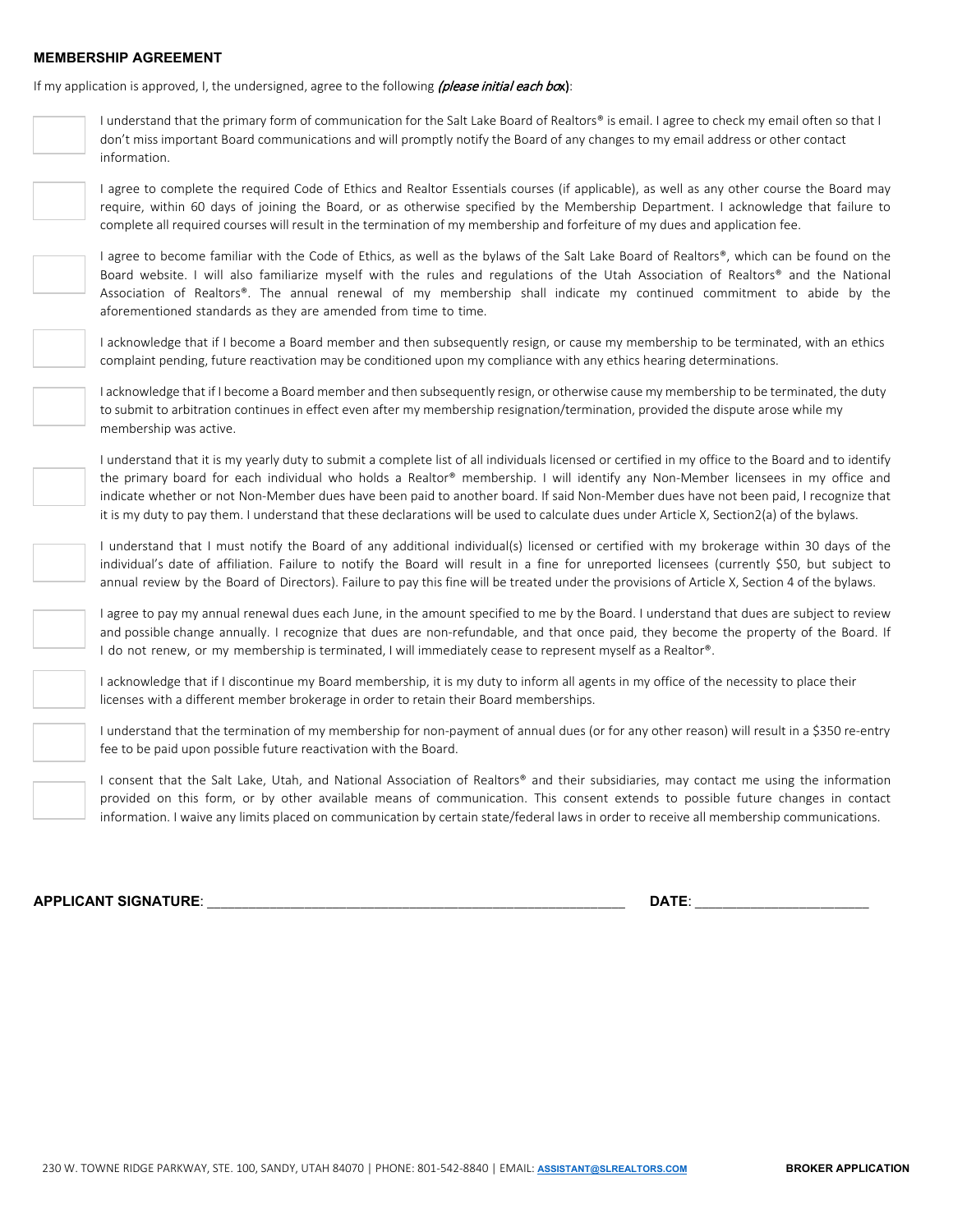**MEMBERSHIP AGREEMENT**

If my application is approved, I, the undersigned, agree to the following *(please initial each box)*:

☐ I understand that the primary form of communication for the Salt Lake Board of Realtors® is email. I agree to check my email often so that I don't miss important Board communications and will promptly notify the Board of any changes to my email address or other contact information.

☐ I agree to complete the required Code of Ethics and Realtor Essentials courses (if applicable), as well as any other course the Board may require, within 60 days of joining the Board, or as otherwise specified by the Membership Department. I acknowledge that failure to complete all required courses will result in the termination of my membership and forfeiture of my dues and application fee.

☐ I agree to become familiar with the Code of Ethics, as well as the bylaws of the Salt Lake Board of Realtors®, which can be found on the Board website. I will also familiarize myself with the rules and regulations of the Utah Association of Realtors® and the National Association of Realtors®. The annual renewal of my membership shall indicate my continued commitment to abide by the aforementioned standards as they are amended from time to time.

☐ I acknowledge that if I become a Board member and then subsequently resign, or cause my membership to be terminated, with an ethics complaint pending, future reactivation may be conditioned upon my compliance with any ethics hearing determinations.

☐ I acknowledge that if I become a Board member and then subsequently resign, or otherwise cause my membership to be terminated, the duty to submit to arbitration continues in effect even after my membership resignation/termination, provided the dispute arose while my membership was active.

☐ I understand that it is my yearly duty to submit a complete list of all individuals licensed or certified in my office to the Board and to identify the primary board for each individual who holds a Realtor® membership. I will identify any Non-Member licensees in my office and indicate whether or not Non-Member dues have been paid to another board. If said Non-Member dues have not been paid, I recognize that it is my duty to pay them. I understand that these declarations will be used to calculate dues under Article X, Section2(a) of the bylaws.

☐ I understand that I must notify the Board of any additional individual(s) licensed or certified with my brokerage within 30 days of the individual's date of affiliation. Failure to notify the Board will result in a fine for unreported licensees (currently $50, but subject to annual review by the Board of Directors). Failure to pay this fine will be treated under the provisions of Article X, Section 4 of the bylaws.

☐ I agree to pay my annual renewal dues each June, in the amount specified to me by the Board. I understand that dues are subject to review and possible change annually. I recognize that dues are non-refundable, and that once paid, they become the property of the Board. If I do not renew, or my membership is terminated, I will immediately cease to represent myself as a Realtor®.

☐ I acknowledge that if I discontinue my Board membership, it is my duty to inform all agents in my office of the necessity to place their licenses with a different member brokerage in order to retain their Board memberships.

☐ I understand that the termination of my membership for non-payment of annual dues (or for any other reason) will result in a $350 re-entry fee to be paid upon possible future reactivation with the Board.

☐ I consent that the Salt Lake, Utah, and National Association of Realtors® and their subsidiaries, may contact me using the information provided on this form, or by other available means of communication. This consent extends to possible future changes in contact information. I waive any limits placed on communication by certain state/federal laws in order to receive all membership communications.

**APPLICANT SIGNATURE**: \_\_\_\_\_\_\_\_\_\_\_\_\_\_\_\_\_\_\_\_\_\_\_\_\_\_\_\_\_\_\_\_\_\_\_\_\_\_\_\_ **DATE**: \_\_\_\_\_\_\_\_\_\_\_\_\_\_\_\_\_\_\_\_